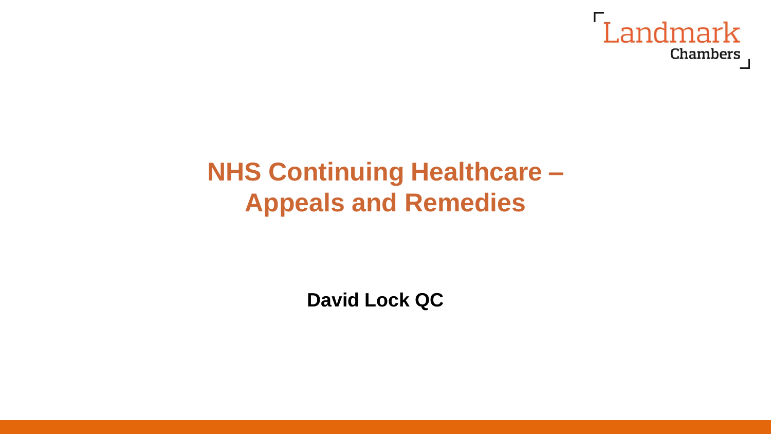Landmark Chambers

# NHS Continuing Healthcare – Appeals and Remedies

**David Lock QC**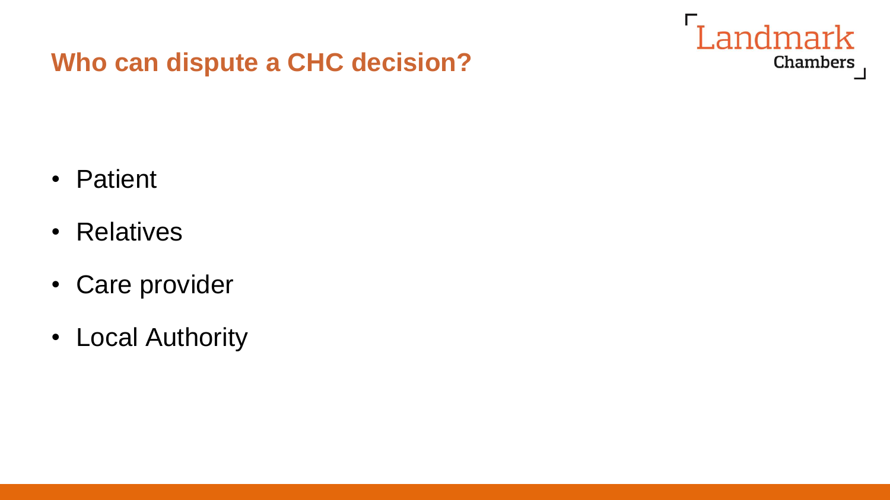## Who can dispute a CHC decision?

- Patient
- Relatives
- Care provider
- Local Authority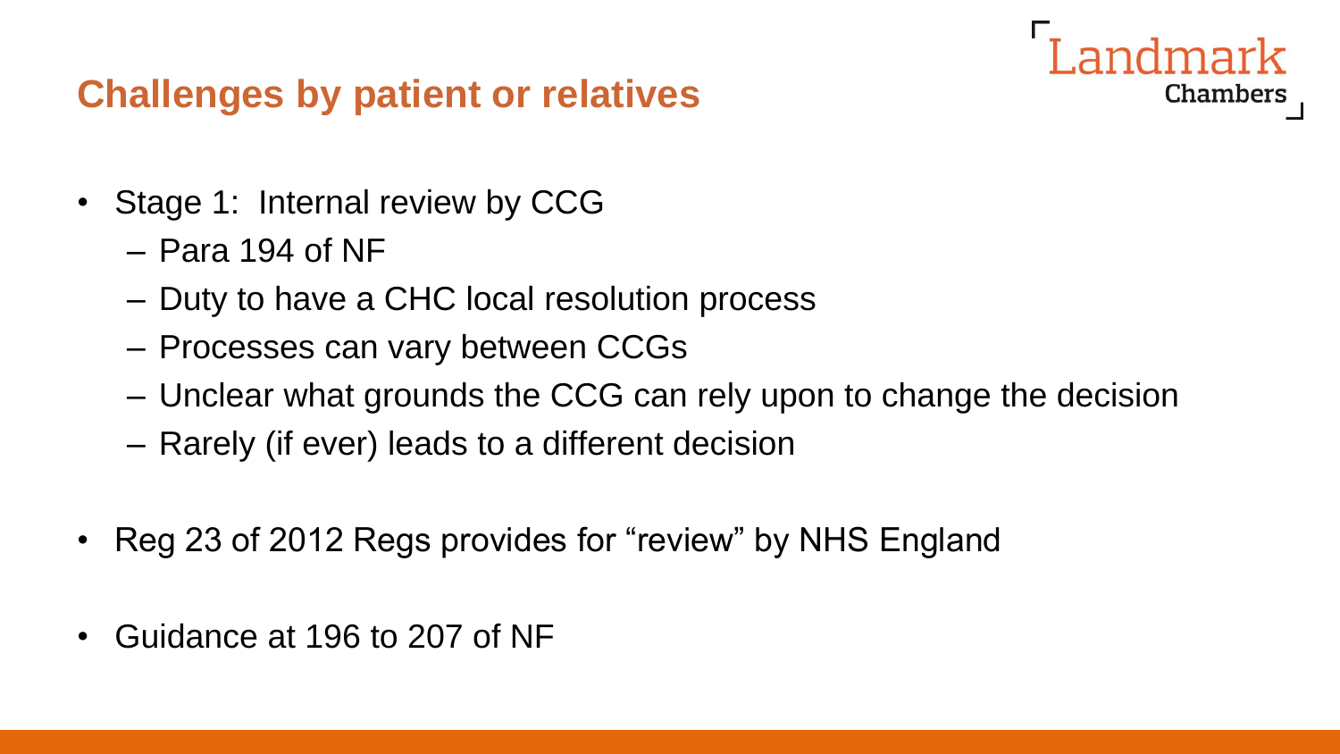## Challenges by patient or relatives

- Stage 1: Internal review by CCG
  - Para 194 of NF
  - Duty to have a CHC local resolution process
  - Processes can vary between CCGs
  - Unclear what grounds the CCG can rely upon to change the decision
  - Rarely (if ever) leads to a different decision
- Reg 23 of 2012 Regs provides for "review" by NHS England
- Guidance at 196 to 207 of NF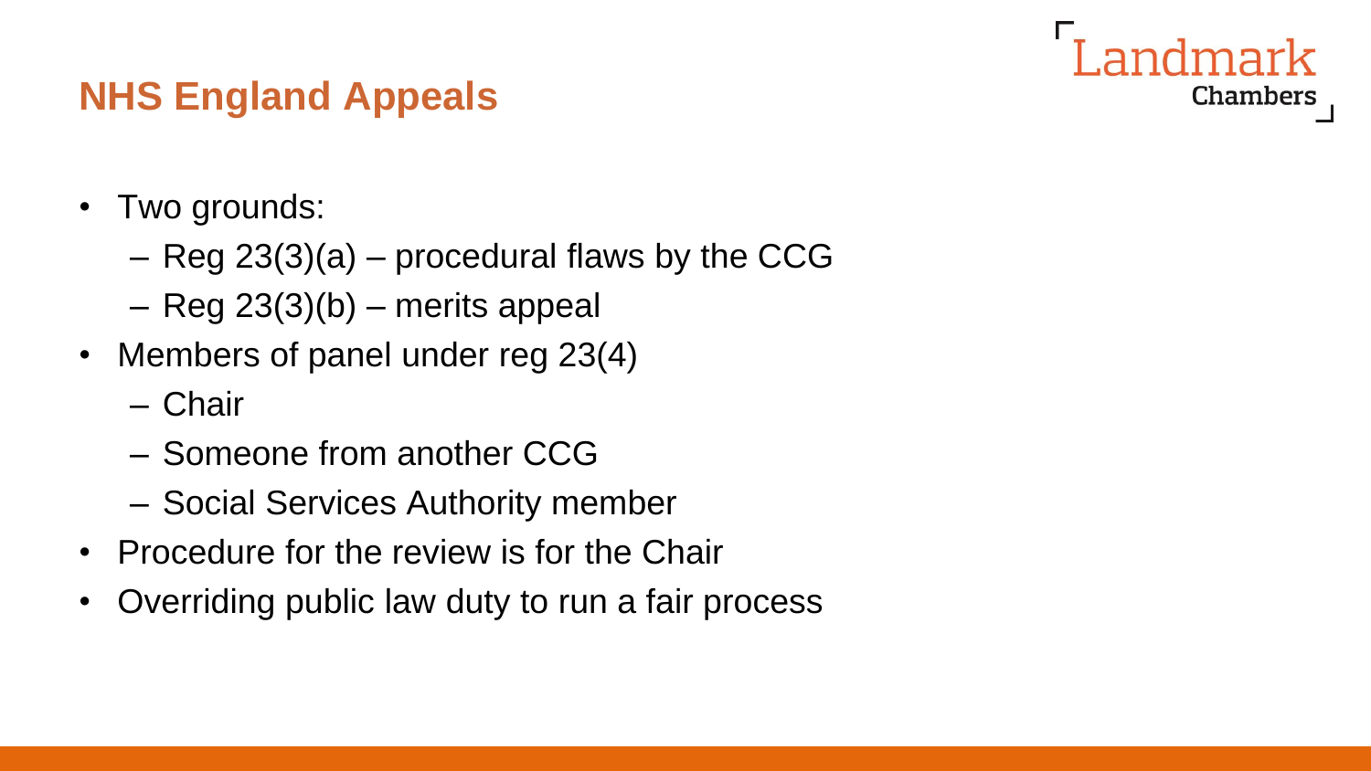## NHS England Appeals

- Two grounds:
  - Reg 23(3)(a) – procedural flaws by the CCG
  - Reg 23(3)(b) – merits appeal
- Members of panel under reg 23(4)
  - Chair
  - Someone from another CCG
  - Social Services Authority member
- Procedure for the review is for the Chair
- Overriding public law duty to run a fair process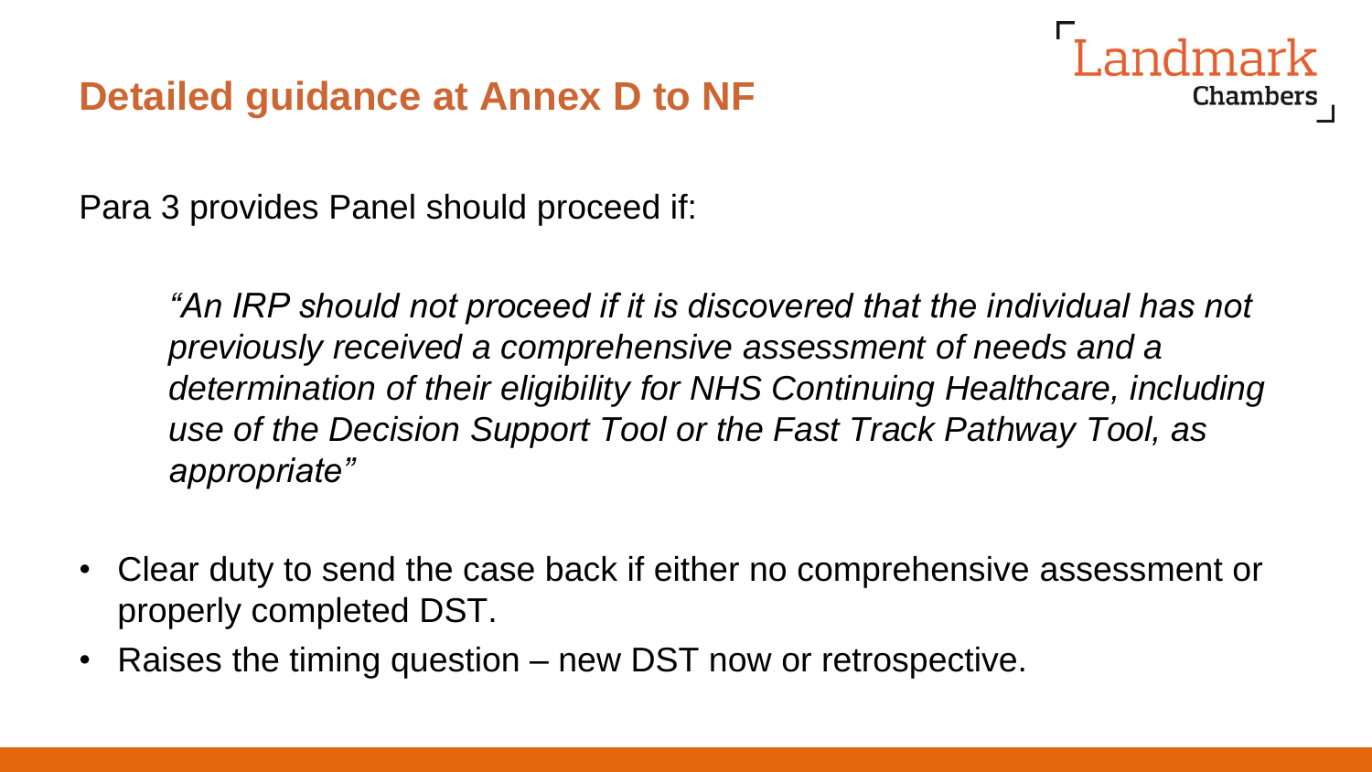## Detailed guidance at Annex D to NF

Para 3 provides Panel should proceed if:

> *"An IRP should not proceed if it is discovered that the individual has not previously received a comprehensive assessment of needs and a determination of their eligibility for NHS Continuing Healthcare, including use of the Decision Support Tool or the Fast Track Pathway Tool, as appropriate"*

- Clear duty to send the case back if either no comprehensive assessment or properly completed DST.
- Raises the timing question – new DST now or retrospective.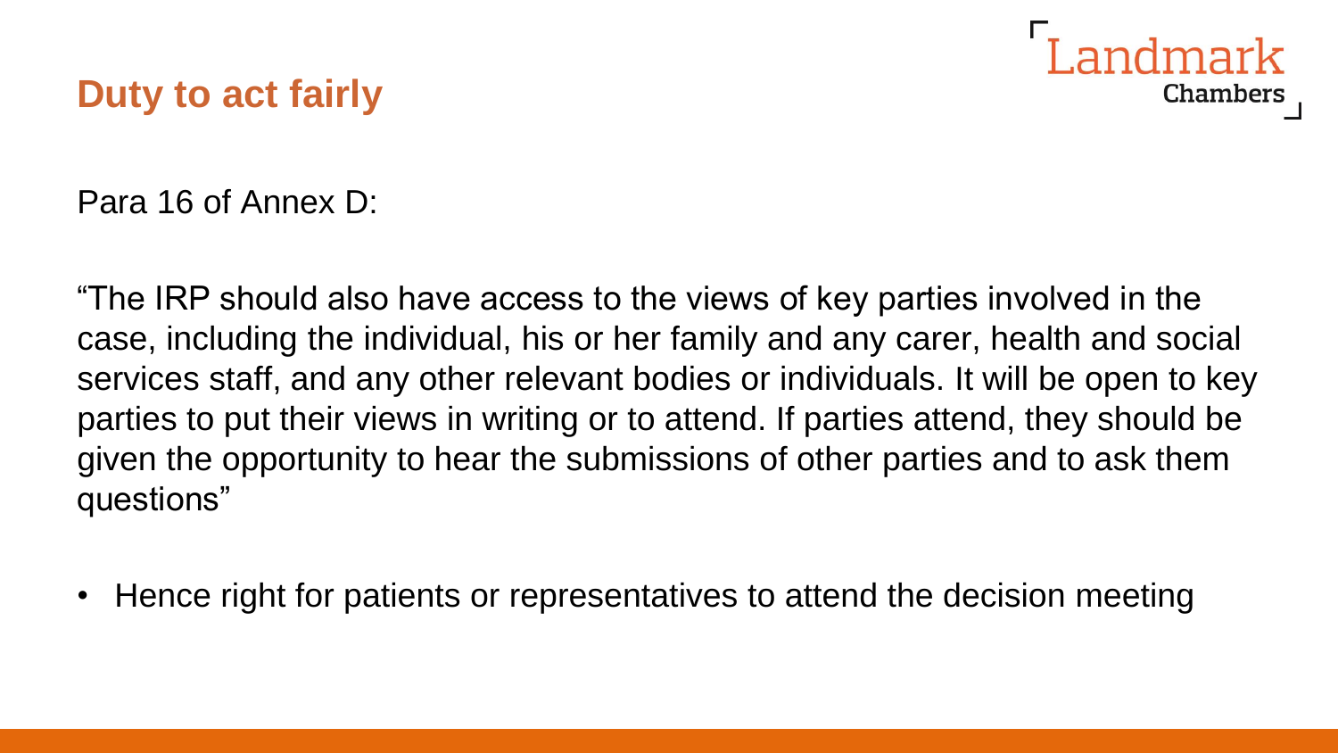## Duty to act fairly

Para 16 of Annex D:

"The IRP should also have access to the views of key parties involved in the case, including the individual, his or her family and any carer, health and social services staff, and any other relevant bodies or individuals. It will be open to key parties to put their views in writing or to attend. If parties attend, they should be given the opportunity to hear the submissions of other parties and to ask them questions"

- Hence right for patients or representatives to attend the decision meeting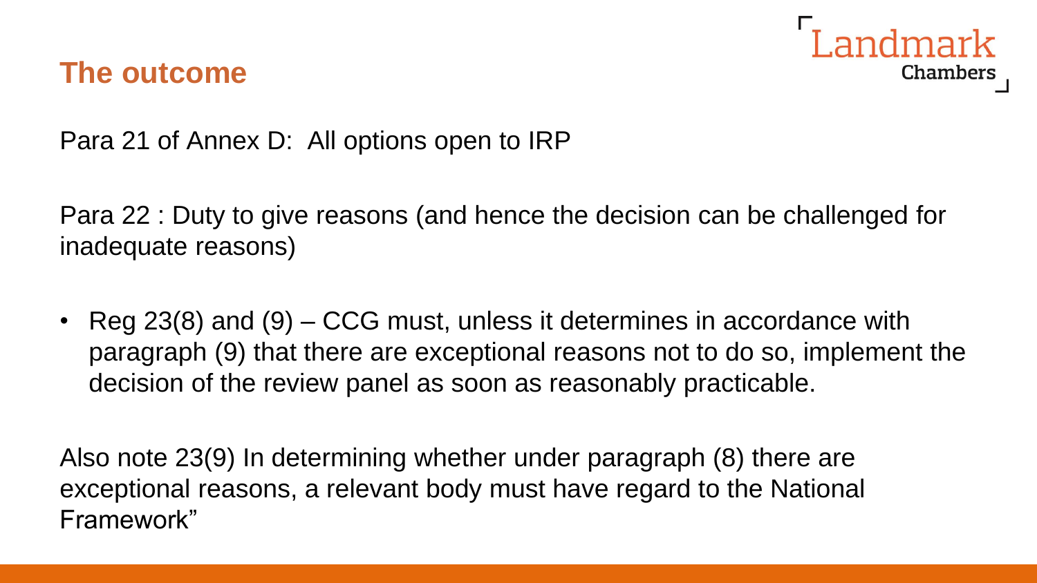## The outcome

Para 21 of Annex D: All options open to IRP

Para 22 : Duty to give reasons (and hence the decision can be challenged for inadequate reasons)

- Reg 23(8) and (9) – CCG must, unless it determines in accordance with paragraph (9) that there are exceptional reasons not to do so, implement the decision of the review panel as soon as reasonably practicable.

Also note 23(9) In determining whether under paragraph (8) there are exceptional reasons, a relevant body must have regard to the National Framework"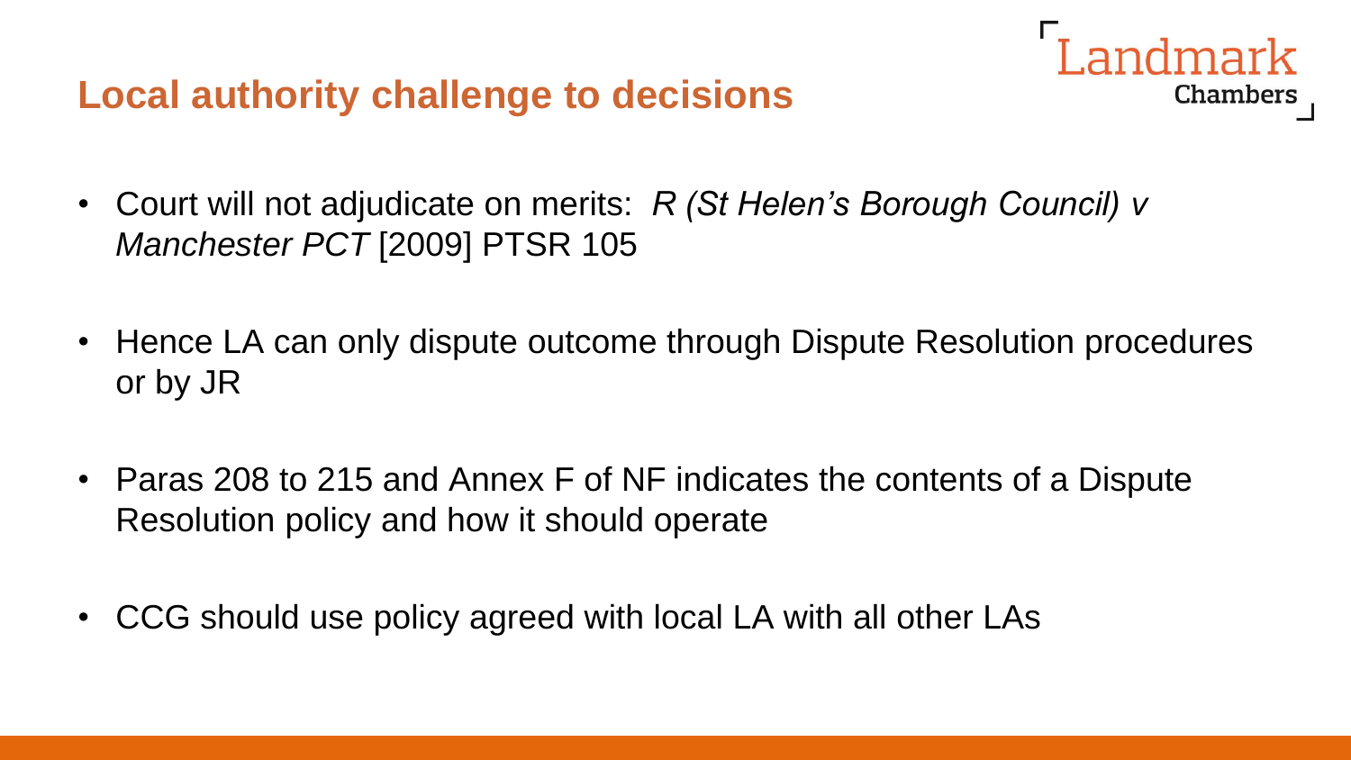## Local authority challenge to decisions

- Court will not adjudicate on merits: *R (St Helen's Borough Council) v Manchester PCT* [2009] PTSR 105
- Hence LA can only dispute outcome through Dispute Resolution procedures or by JR
- Paras 208 to 215 and Annex F of NF indicates the contents of a Dispute Resolution policy and how it should operate
- CCG should use policy agreed with local LA with all other LAs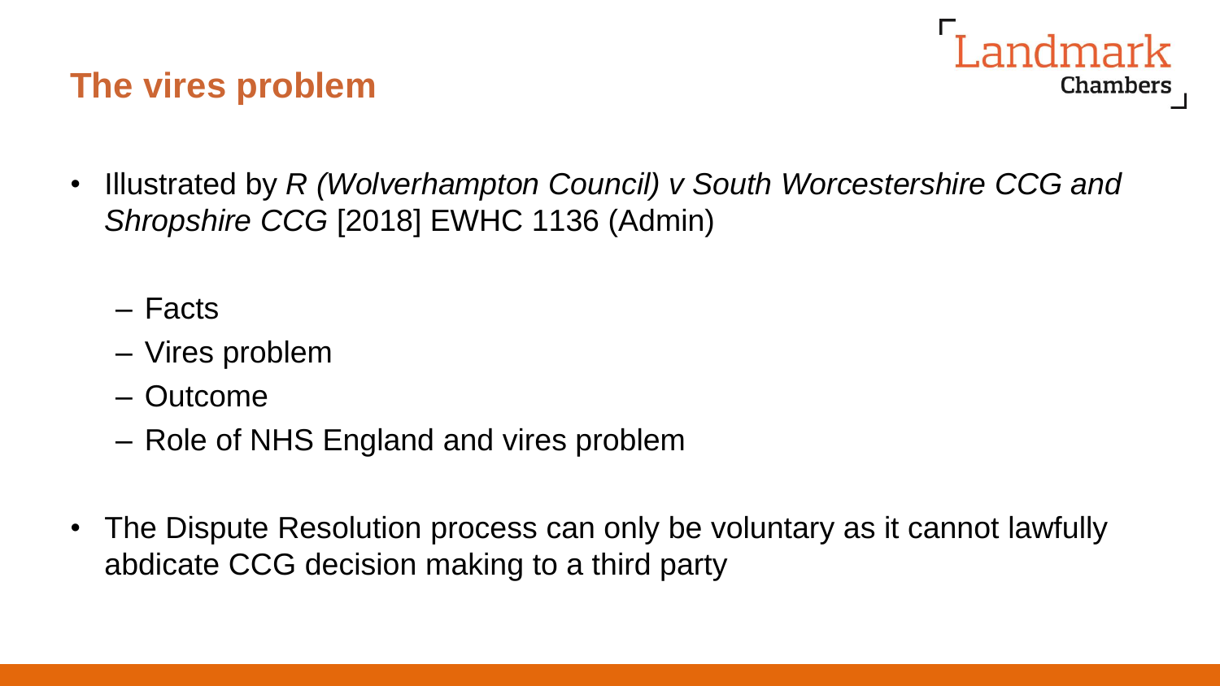## The vires problem

- Illustrated by *R (Wolverhampton Council) v South Worcestershire CCG and Shropshire CCG* [2018] EWHC 1136 (Admin)
  - Facts
  - Vires problem
  - Outcome
  - Role of NHS England and vires problem
- The Dispute Resolution process can only be voluntary as it cannot lawfully abdicate CCG decision making to a third party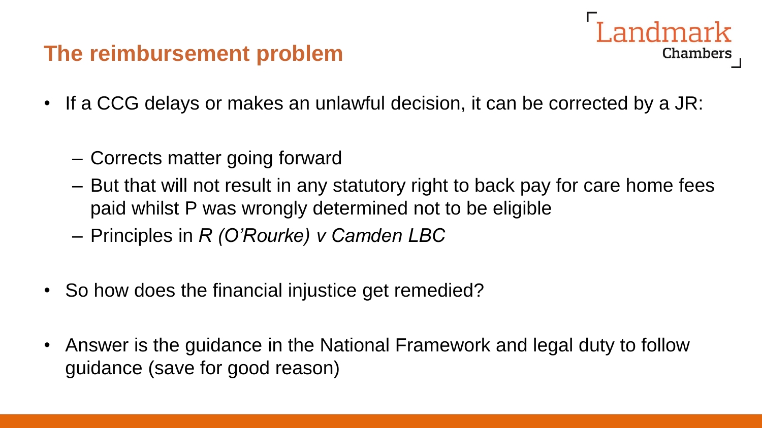## The reimbursement problem

- If a CCG delays or makes an unlawful decision, it can be corrected by a JR:
  - Corrects matter going forward
  - But that will not result in any statutory right to back pay for care home fees paid whilst P was wrongly determined not to be eligible
  - Principles in *R (O'Rourke) v Camden LBC*
- So how does the financial injustice get remedied?
- Answer is the guidance in the National Framework and legal duty to follow guidance (save for good reason)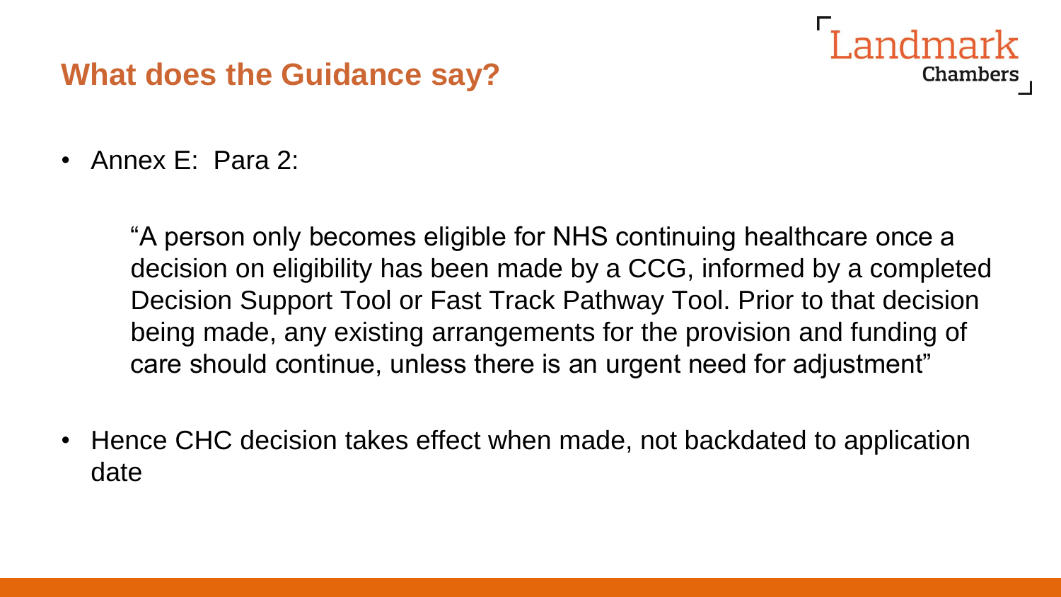## What does the Guidance say?

- Annex E: Para 2:

  > "A person only becomes eligible for NHS continuing healthcare once a decision on eligibility has been made by a CCG, informed by a completed Decision Support Tool or Fast Track Pathway Tool. Prior to that decision being made, any existing arrangements for the provision and funding of care should continue, unless there is an urgent need for adjustment"

- Hence CHC decision takes effect when made, not backdated to application date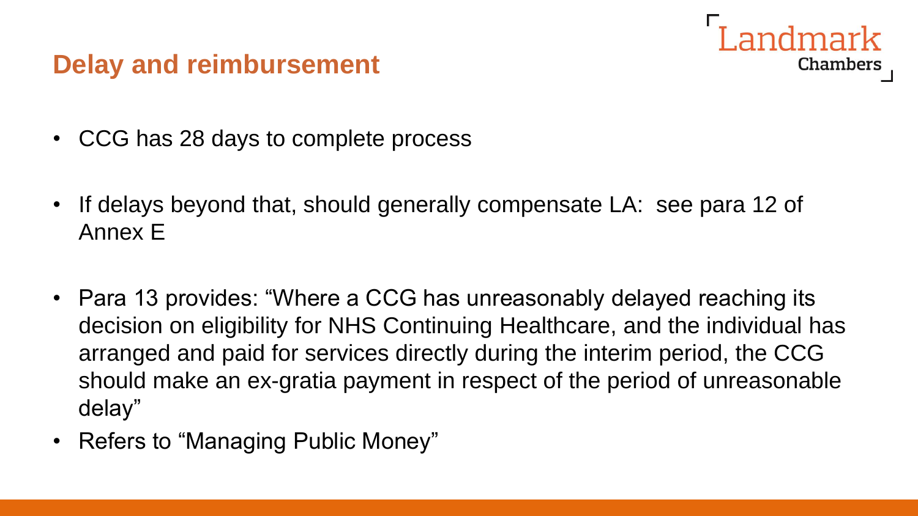## Delay and reimbursement

- CCG has 28 days to complete process
- If delays beyond that, should generally compensate LA: see para 12 of Annex E
- Para 13 provides: "Where a CCG has unreasonably delayed reaching its decision on eligibility for NHS Continuing Healthcare, and the individual has arranged and paid for services directly during the interim period, the CCG should make an ex-gratia payment in respect of the period of unreasonable delay"
- Refers to "Managing Public Money"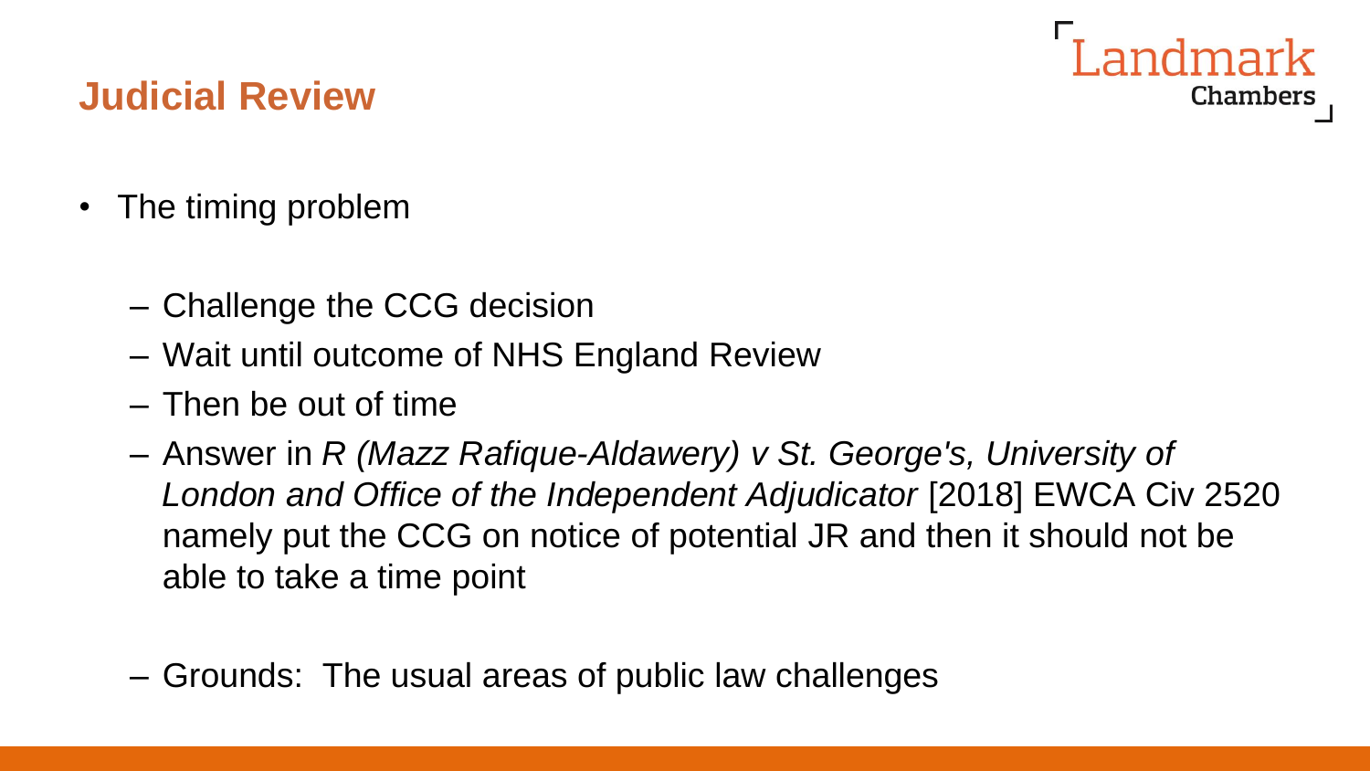## Judicial Review

- The timing problem
  - Challenge the CCG decision
  - Wait until outcome of NHS England Review
  - Then be out of time
  - Answer in *R (Mazz Rafique-Aldawery) v St. George's, University of London and Office of the Independent Adjudicator* [2018] EWCA Civ 2520 namely put the CCG on notice of potential JR and then it should not be able to take a time point

  - Grounds: The usual areas of public law challenges